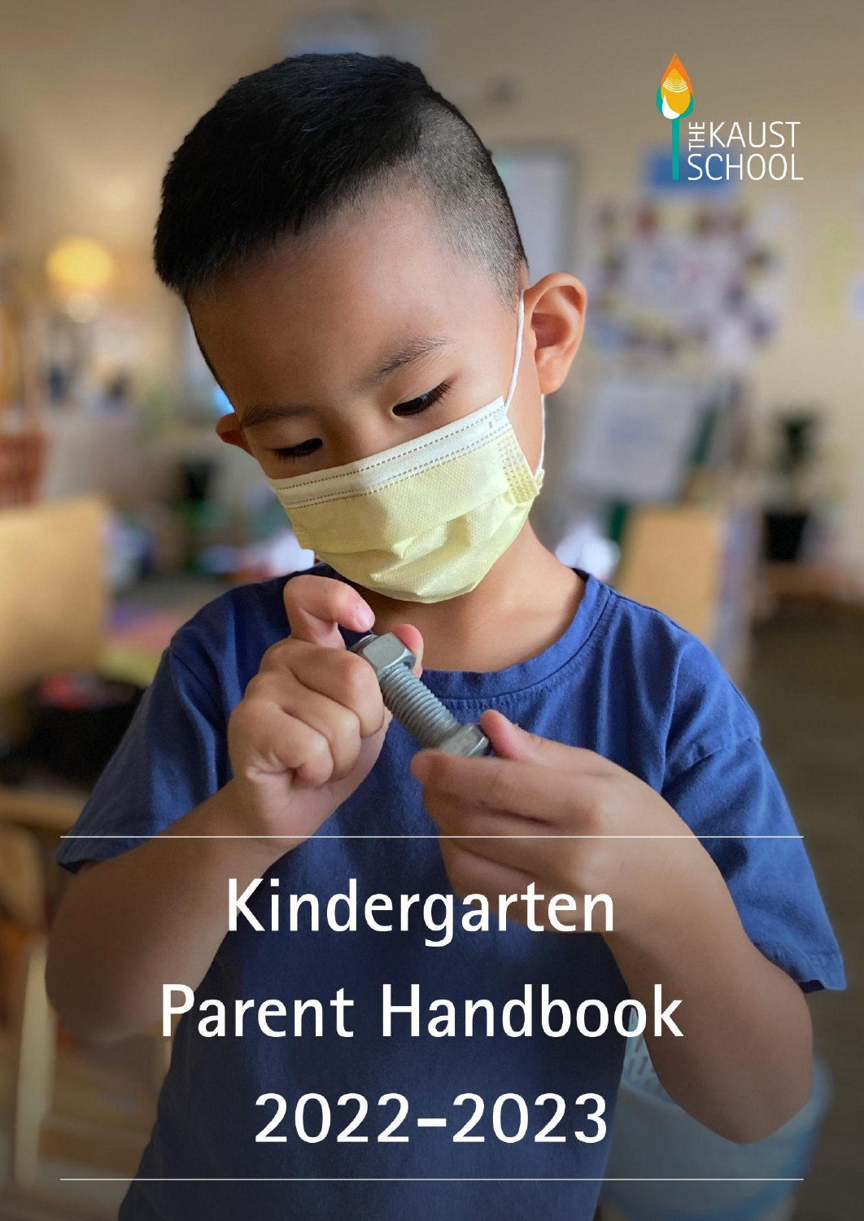THE KAUST SCHOOL

# Kindergarten Parent Handbook 2022-2023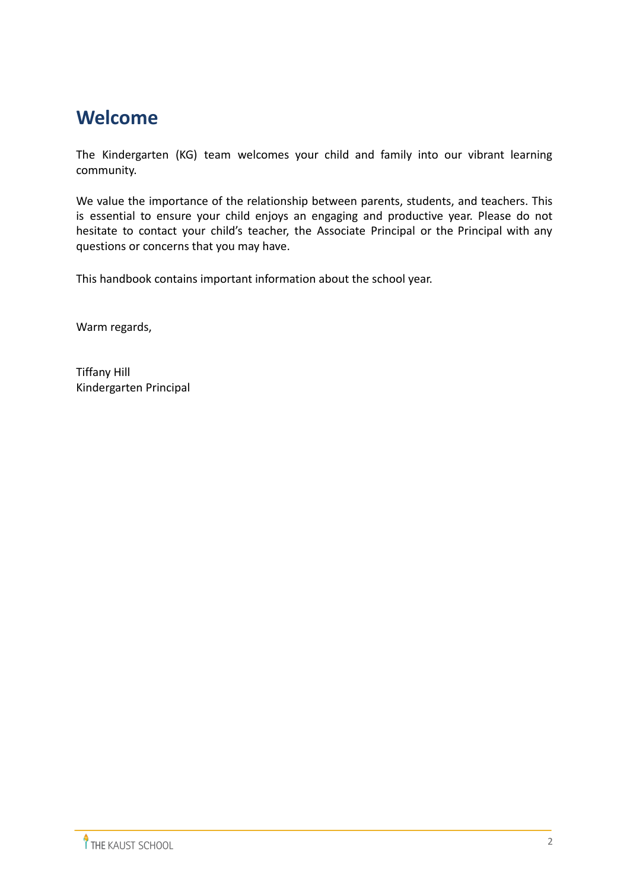# Welcome

The Kindergarten (KG) team welcomes your child and family into our vibrant learning community.

We value the importance of the relationship between parents, students, and teachers. This is essential to ensure your child enjoys an engaging and productive year. Please do not hesitate to contact your child's teacher, the Associate Principal or the Principal with any questions or concerns that you may have.

This handbook contains important information about the school year.

Warm regards,

Tiffany Hill
Kindergarten Principal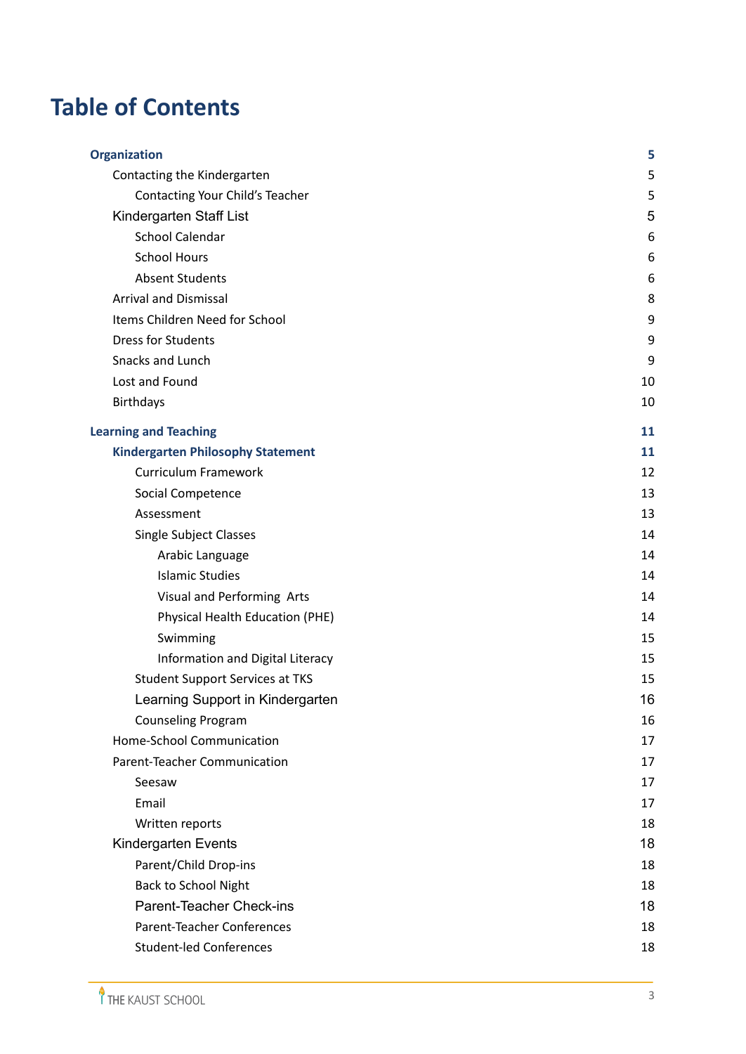# Table of Contents

- **Organization** 5
  - Contacting the Kindergarten 5
    - Contacting Your Child's Teacher 5
  - Kindergarten Staff List 5
    - School Calendar 6
    - School Hours 6
    - Absent Students 6
  - Arrival and Dismissal 8
  - Items Children Need for School 9
  - Dress for Students 9
  - Snacks and Lunch 9
  - Lost and Found 10
  - Birthdays 10
- **Learning and Teaching** 11
  - **Kindergarten Philosophy Statement** 11
    - Curriculum Framework 12
    - Social Competence 13
    - Assessment 13
    - Single Subject Classes 14
      - Arabic Language 14
      - Islamic Studies 14
      - Visual and Performing Arts 14
      - Physical Health Education (PHE) 14
      - Swimming 15
      - Information and Digital Literacy 15
    - Student Support Services at TKS 15
    - Learning Support in Kindergarten 16
    - Counseling Program 16
  - Home-School Communication 17
  - Parent-Teacher Communication 17
    - Seesaw 17
    - Email 17
    - Written reports 18
  - Kindergarten Events 18
    - Parent/Child Drop-ins 18
    - Back to School Night 18
    - Parent-Teacher Check-ins 18
    - Parent-Teacher Conferences 18
    - Student-led Conferences 18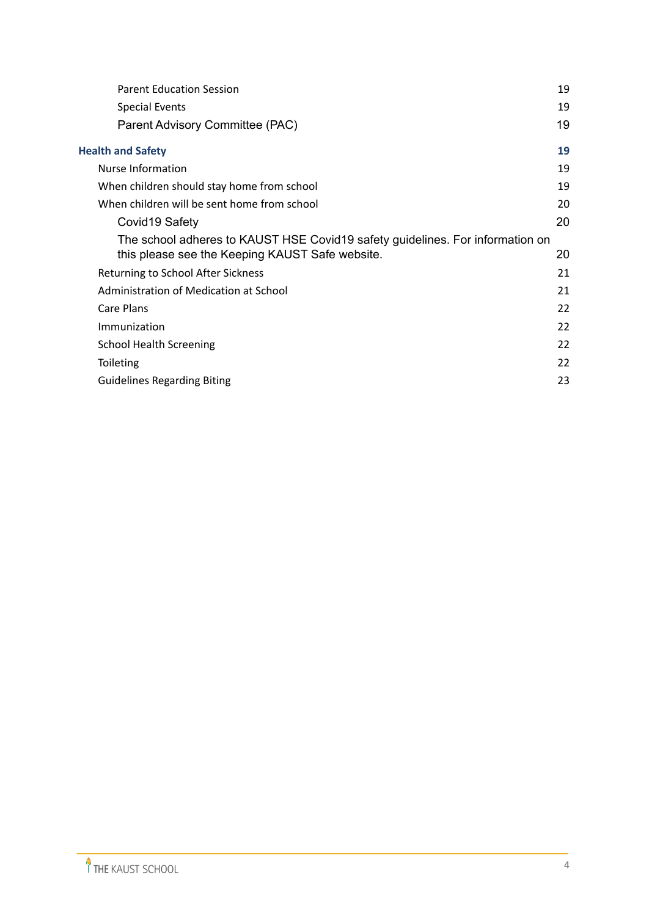- Parent Education Session 19
- Special Events 19
- Parent Advisory Committee (PAC) 19

**Health and Safety 19**

- Nurse Information 19
- When children should stay home from school 19
- When children will be sent home from school 20
  - Covid19 Safety 20
  - The school adheres to KAUST HSE Covid19 safety guidelines. For information on this please see the Keeping KAUST Safe website. 20
- Returning to School After Sickness 21
- Administration of Medication at School 21
- Care Plans 22
- Immunization 22
- School Health Screening 22
- Toileting 22
- Guidelines Regarding Biting 23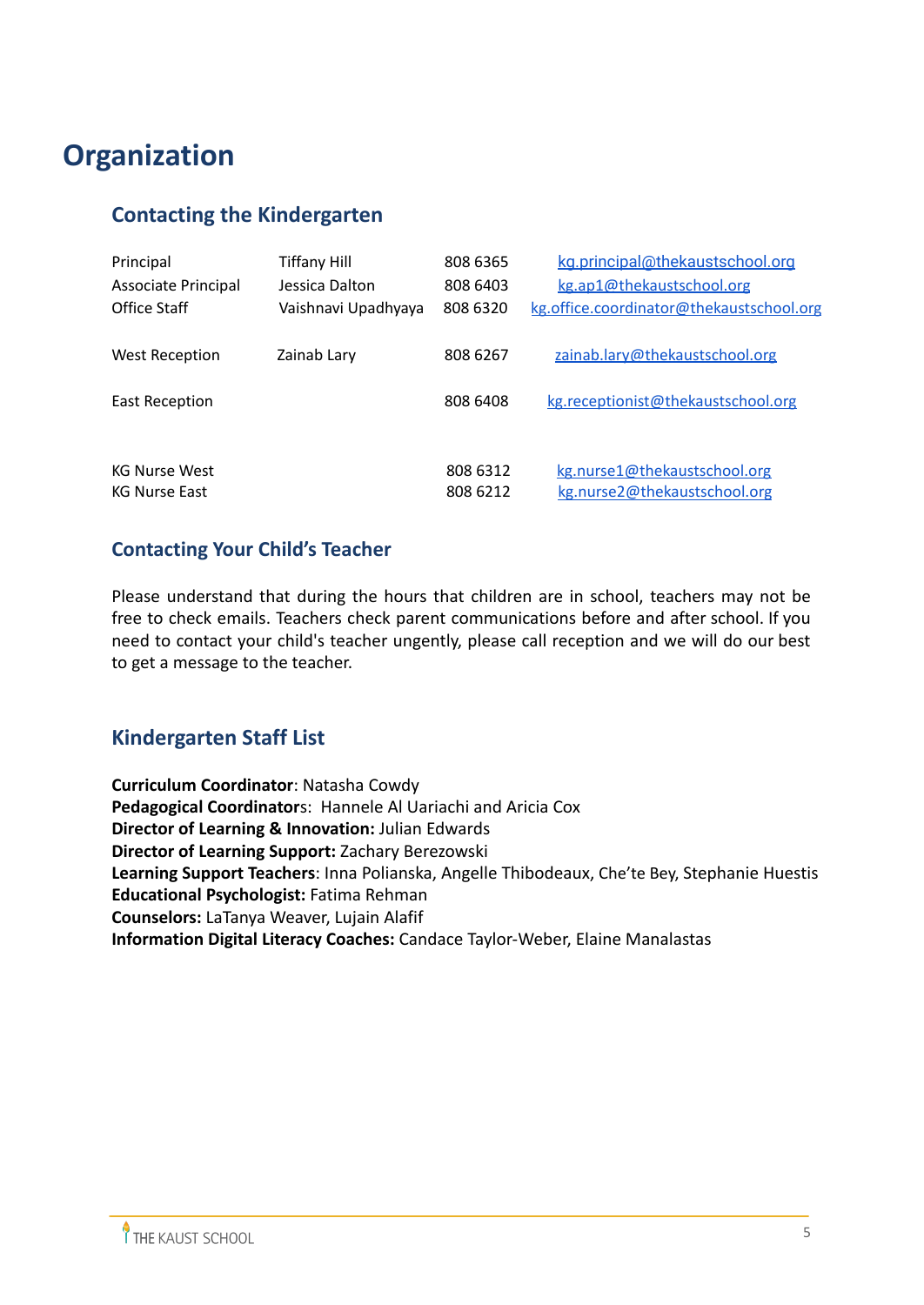# Organization

## Contacting the Kindergarten

| | | | |
|---|---|---|---|
| Principal | Tiffany Hill | 808 6365 | kg.principal@thekaustschool.org |
| Associate Principal | Jessica Dalton | 808 6403 | kg.ap1@thekaustschool.org |
| Office Staff | Vaishnavi Upadhyaya | 808 6320 | kg.office.coordinator@thekaustschool.org |
| West Reception | Zainab Lary | 808 6267 | zainab.lary@thekaustschool.org |
| East Reception | | 808 6408 | kg.receptionist@thekaustschool.org |
| KG Nurse West | | 808 6312 | kg.nurse1@thekaustschool.org |
| KG Nurse East | | 808 6212 | kg.nurse2@thekaustschool.org |

## Contacting Your Child's Teacher

Please understand that during the hours that children are in school, teachers may not be free to check emails. Teachers check parent communications before and after school. If you need to contact your child's teacher ungently, please call reception and we will do our best to get a message to the teacher.

## Kindergarten Staff List

**Curriculum Coordinator**: Natasha Cowdy
**Pedagogical Coordinator**s: Hannele Al Uariachi and Aricia Cox
**Director of Learning & Innovation:** Julian Edwards
**Director of Learning Support:** Zachary Berezowski
**Learning Support Teachers**: Inna Polianska, Angelle Thibodeaux, Che'te Bey, Stephanie Huestis
**Educational Psychologist:** Fatima Rehman
**Counselors:** LaTanya Weaver, Lujain Alafif
**Information Digital Literacy Coaches:** Candace Taylor-Weber, Elaine Manalastas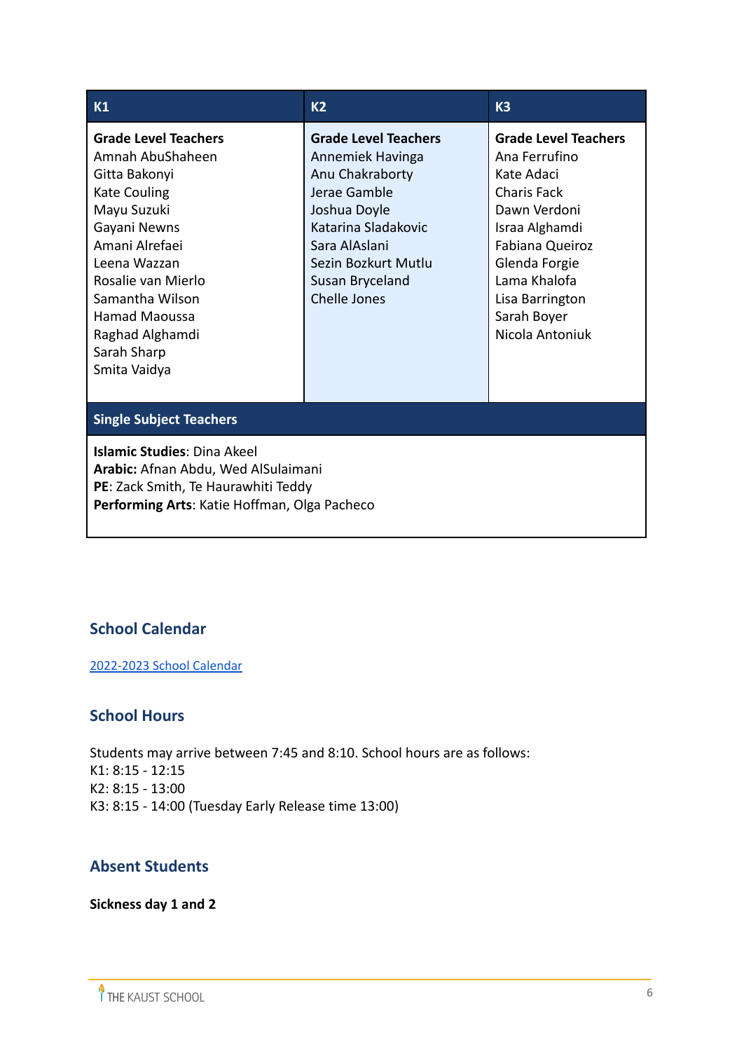| K1 | K2 | K3 |
|---|---|---|
| **Grade Level Teachers**<br>Amnah AbuShaheen<br>Gitta Bakonyi<br>Kate Couling<br>Mayu Suzuki<br>Gayani Newns<br>Amani Alrefaei<br>Leena Wazzan<br>Rosalie van Mierlo<br>Samantha Wilson<br>Hamad Maoussa<br>Raghad Alghamdi<br>Sarah Sharp<br>Smita Vaidya | **Grade Level Teachers**<br>Annemiek Havinga<br>Anu Chakraborty<br>Jerae Gamble<br>Joshua Doyle<br>Katarina Sladakovic<br>Sara AlAslani<br>Sezin Bozkurt Mutlu<br>Susan Bryceland<br>Chelle Jones | **Grade Level Teachers**<br>Ana Ferrufino<br>Kate Adaci<br>Charis Fack<br>Dawn Verdoni<br>Israa Alghamdi<br>Fabiana Queiroz<br>Glenda Forgie<br>Lama Khalofa<br>Lisa Barrington<br>Sarah Boyer<br>Nicola Antoniuk |
| **Single Subject Teachers** | | |
| **Islamic Studies**: Dina Akeel<br>**Arabic:** Afnan Abdu, Wed AlSulaimani<br>**PE**: Zack Smith, Te Haurawhiti Teddy<br>**Performing Arts**: Katie Hoffman, Olga Pacheco | | |

## School Calendar

2022-2023 School Calendar

## School Hours

Students may arrive between 7:45 and 8:10. School hours are as follows:
K1: 8:15 - 12:15
K2: 8:15 - 13:00
K3: 8:15 - 14:00 (Tuesday Early Release time 13:00)

## Absent Students

**Sickness day 1 and 2**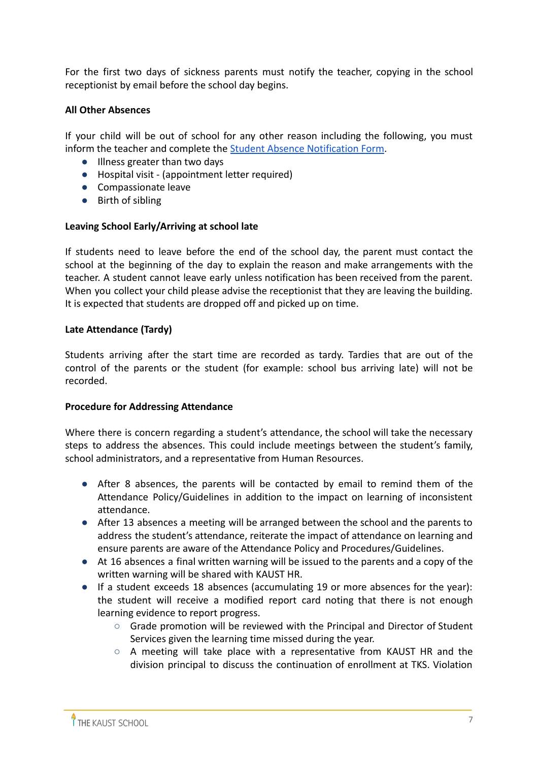For the first two days of sickness parents must notify the teacher, copying in the school receptionist by email before the school day begins.

**All Other Absences**

If your child will be out of school for any other reason including the following, you must inform the teacher and complete the [Student Absence Notification Form](#).

- Illness greater than two days
- Hospital visit - (appointment letter required)
- Compassionate leave
- Birth of sibling

**Leaving School Early/Arriving at school late**

If students need to leave before the end of the school day, the parent must contact the school at the beginning of the day to explain the reason and make arrangements with the teacher. A student cannot leave early unless notification has been received from the parent. When you collect your child please advise the receptionist that they are leaving the building. It is expected that students are dropped off and picked up on time.

**Late Attendance (Tardy)**

Students arriving after the start time are recorded as tardy. Tardies that are out of the control of the parents or the student (for example: school bus arriving late) will not be recorded.

**Procedure for Addressing Attendance**

Where there is concern regarding a student's attendance, the school will take the necessary steps to address the absences. This could include meetings between the student's family, school administrators, and a representative from Human Resources.

- After 8 absences, the parents will be contacted by email to remind them of the Attendance Policy/Guidelines in addition to the impact on learning of inconsistent attendance.
- After 13 absences a meeting will be arranged between the school and the parents to address the student's attendance, reiterate the impact of attendance on learning and ensure parents are aware of the Attendance Policy and Procedures/Guidelines.
- At 16 absences a final written warning will be issued to the parents and a copy of the written warning will be shared with KAUST HR.
- If a student exceeds 18 absences (accumulating 19 or more absences for the year): the student will receive a modified report card noting that there is not enough learning evidence to report progress.
    - Grade promotion will be reviewed with the Principal and Director of Student Services given the learning time missed during the year.
    - A meeting will take place with a representative from KAUST HR and the division principal to discuss the continuation of enrollment at TKS. Violation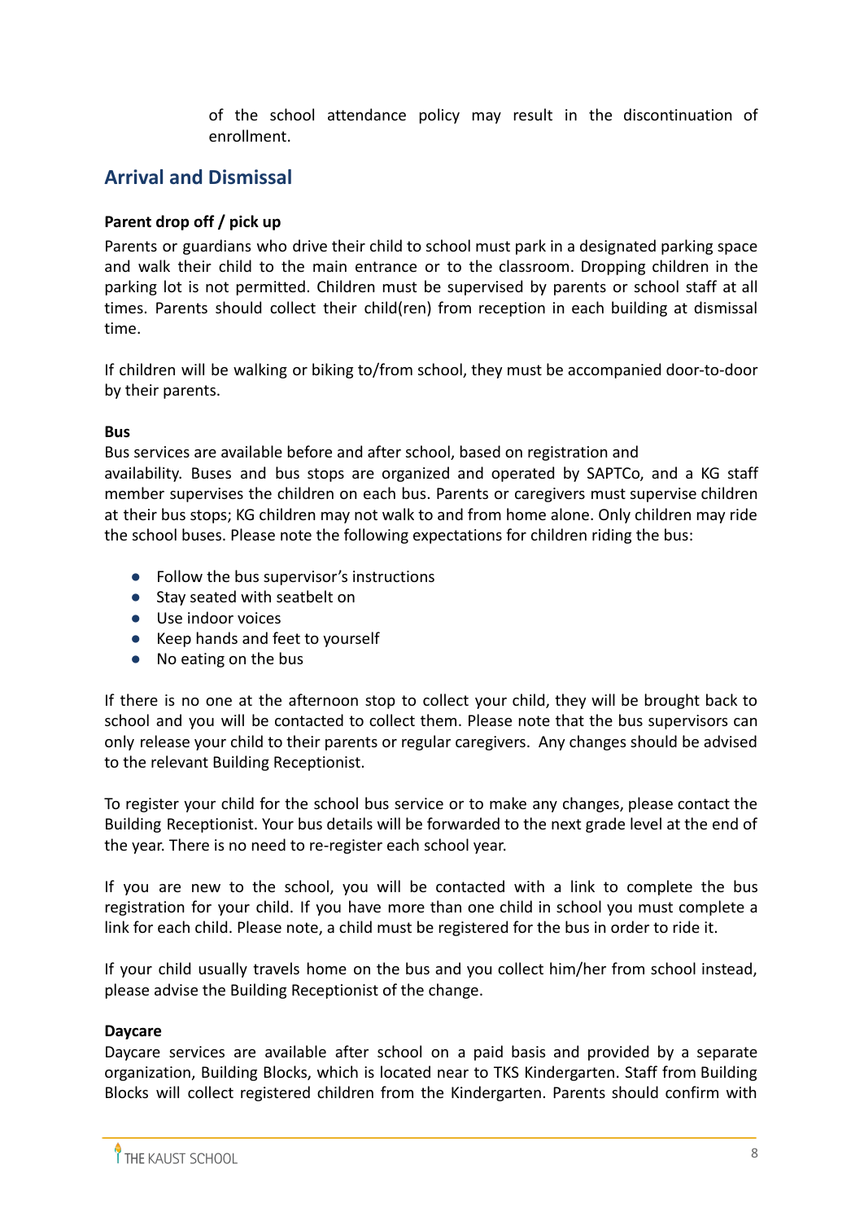of the school attendance policy may result in the discontinuation of enrollment.

## Arrival and Dismissal

**Parent drop off / pick up**

Parents or guardians who drive their child to school must park in a designated parking space and walk their child to the main entrance or to the classroom. Dropping children in the parking lot is not permitted. Children must be supervised by parents or school staff at all times. Parents should collect their child(ren) from reception in each building at dismissal time.

If children will be walking or biking to/from school, they must be accompanied door-to-door by their parents.

**Bus**

Bus services are available before and after school, based on registration and availability. Buses and bus stops are organized and operated by SAPTCo, and a KG staff member supervises the children on each bus. Parents or caregivers must supervise children at their bus stops; KG children may not walk to and from home alone. Only children may ride the school buses. Please note the following expectations for children riding the bus:

- Follow the bus supervisor's instructions
- Stay seated with seatbelt on
- Use indoor voices
- Keep hands and feet to yourself
- No eating on the bus

If there is no one at the afternoon stop to collect your child, they will be brought back to school and you will be contacted to collect them. Please note that the bus supervisors can only release your child to their parents or regular caregivers. Any changes should be advised to the relevant Building Receptionist.

To register your child for the school bus service or to make any changes, please contact the Building Receptionist. Your bus details will be forwarded to the next grade level at the end of the year. There is no need to re-register each school year.

If you are new to the school, you will be contacted with a link to complete the bus registration for your child. If you have more than one child in school you must complete a link for each child. Please note, a child must be registered for the bus in order to ride it.

If your child usually travels home on the bus and you collect him/her from school instead, please advise the Building Receptionist of the change.

**Daycare**

Daycare services are available after school on a paid basis and provided by a separate organization, Building Blocks, which is located near to TKS Kindergarten. Staff from Building Blocks will collect registered children from the Kindergarten. Parents should confirm with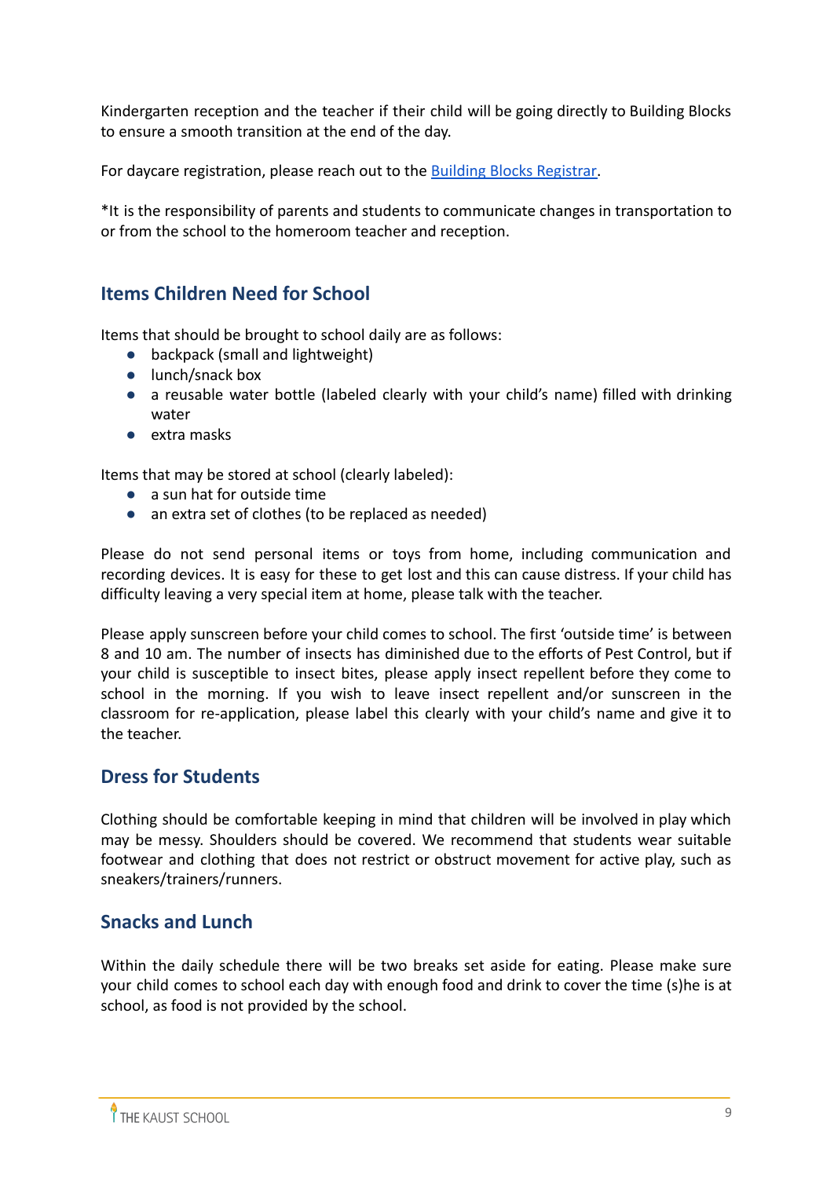Kindergarten reception and the teacher if their child will be going directly to Building Blocks to ensure a smooth transition at the end of the day.

For daycare registration, please reach out to the [Building Blocks Registrar](#).

*It is the responsibility of parents and students to communicate changes in transportation to or from the school to the homeroom teacher and reception.

## Items Children Need for School

Items that should be brought to school daily are as follows:

- backpack (small and lightweight)
- lunch/snack box
- a reusable water bottle (labeled clearly with your child's name) filled with drinking water
- extra masks

Items that may be stored at school (clearly labeled):

- a sun hat for outside time
- an extra set of clothes (to be replaced as needed)

Please do not send personal items or toys from home, including communication and recording devices. It is easy for these to get lost and this can cause distress. If your child has difficulty leaving a very special item at home, please talk with the teacher.

Please apply sunscreen before your child comes to school. The first 'outside time' is between 8 and 10 am. The number of insects has diminished due to the efforts of Pest Control, but if your child is susceptible to insect bites, please apply insect repellent before they come to school in the morning. If you wish to leave insect repellent and/or sunscreen in the classroom for re-application, please label this clearly with your child's name and give it to the teacher.

## Dress for Students

Clothing should be comfortable keeping in mind that children will be involved in play which may be messy. Shoulders should be covered. We recommend that students wear suitable footwear and clothing that does not restrict or obstruct movement for active play, such as sneakers/trainers/runners.

## Snacks and Lunch

Within the daily schedule there will be two breaks set aside for eating. Please make sure your child comes to school each day with enough food and drink to cover the time (s)he is at school, as food is not provided by the school.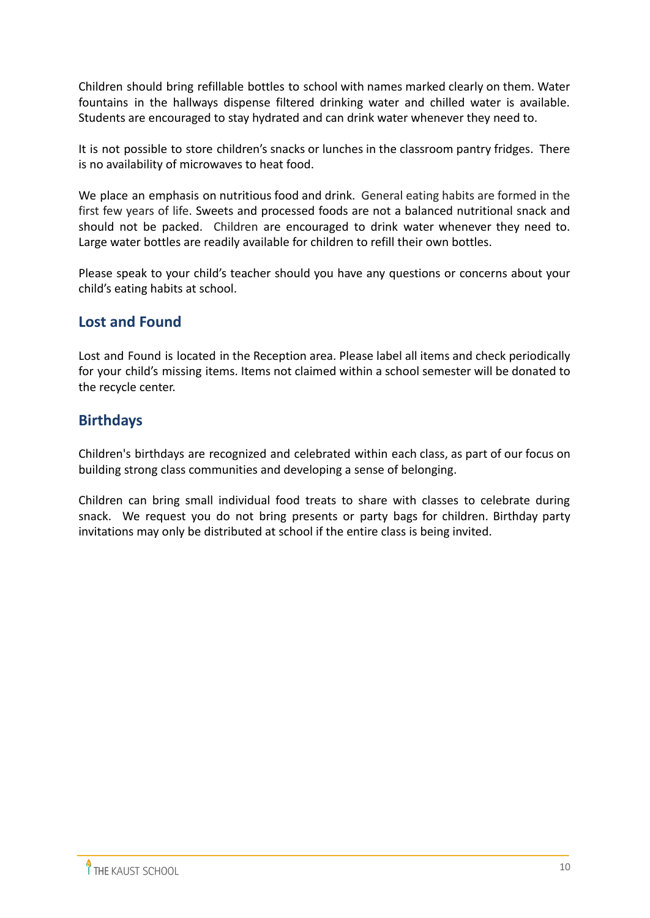Children should bring refillable bottles to school with names marked clearly on them. Water fountains in the hallways dispense filtered drinking water and chilled water is available. Students are encouraged to stay hydrated and can drink water whenever they need to.

It is not possible to store children's snacks or lunches in the classroom pantry fridges. There is no availability of microwaves to heat food.

We place an emphasis on nutritious food and drink. General eating habits are formed in the first few years of life. Sweets and processed foods are not a balanced nutritional snack and should not be packed. Children are encouraged to drink water whenever they need to. Large water bottles are readily available for children to refill their own bottles.

Please speak to your child's teacher should you have any questions or concerns about your child's eating habits at school.

## Lost and Found

Lost and Found is located in the Reception area. Please label all items and check periodically for your child's missing items. Items not claimed within a school semester will be donated to the recycle center.

## Birthdays

Children's birthdays are recognized and celebrated within each class, as part of our focus on building strong class communities and developing a sense of belonging.

Children can bring small individual food treats to share with classes to celebrate during snack. We request you do not bring presents or party bags for children. Birthday party invitations may only be distributed at school if the entire class is being invited.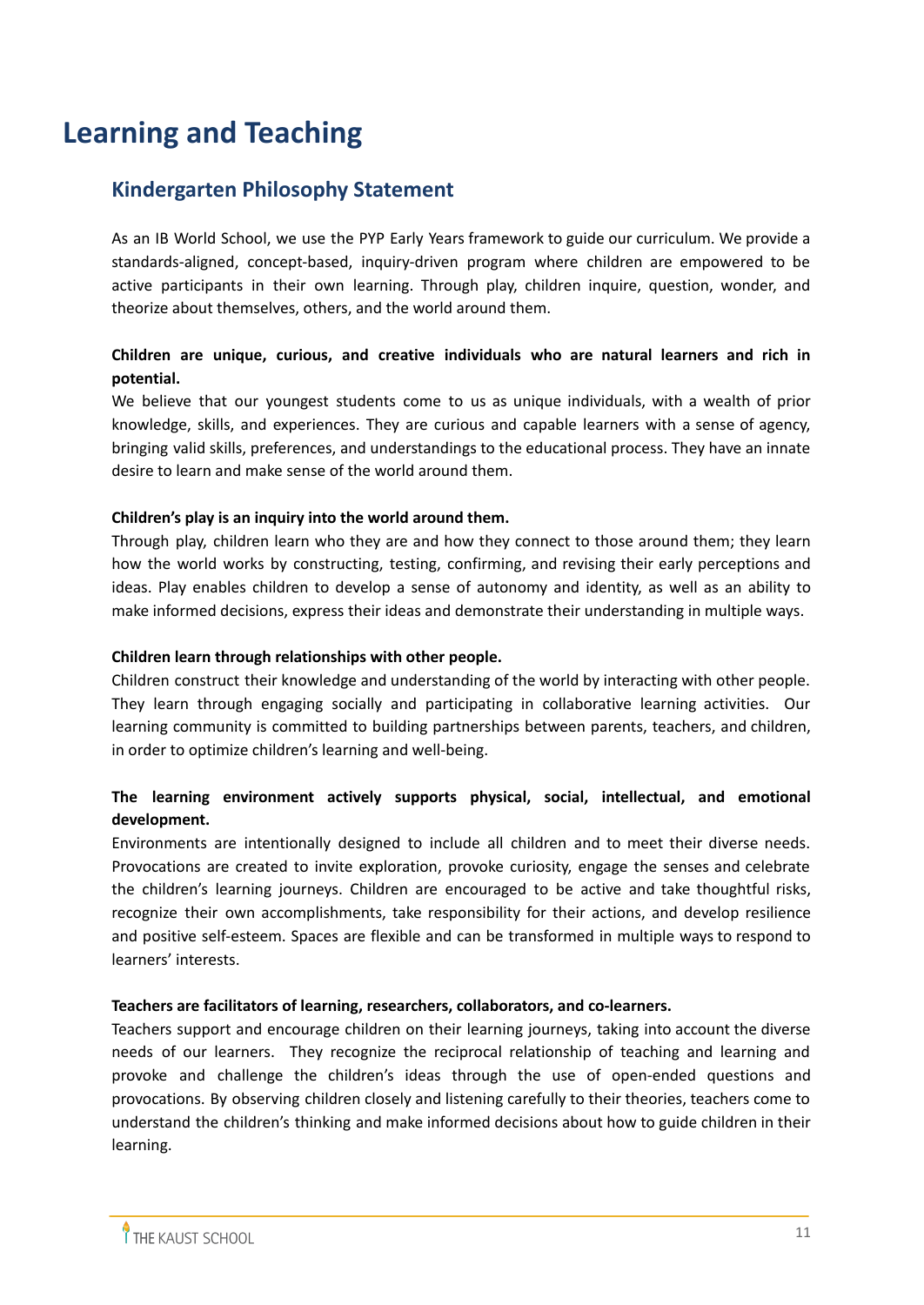# Learning and Teaching

## Kindergarten Philosophy Statement

As an IB World School, we use the PYP Early Years framework to guide our curriculum. We provide a standards-aligned, concept-based, inquiry-driven program where children are empowered to be active participants in their own learning. Through play, children inquire, question, wonder, and theorize about themselves, others, and the world around them.

**Children are unique, curious, and creative individuals who are natural learners and rich in potential.**

We believe that our youngest students come to us as unique individuals, with a wealth of prior knowledge, skills, and experiences. They are curious and capable learners with a sense of agency, bringing valid skills, preferences, and understandings to the educational process. They have an innate desire to learn and make sense of the world around them.

**Children's play is an inquiry into the world around them.**

Through play, children learn who they are and how they connect to those around them; they learn how the world works by constructing, testing, confirming, and revising their early perceptions and ideas. Play enables children to develop a sense of autonomy and identity, as well as an ability to make informed decisions, express their ideas and demonstrate their understanding in multiple ways.

**Children learn through relationships with other people.**

Children construct their knowledge and understanding of the world by interacting with other people. They learn through engaging socially and participating in collaborative learning activities. Our learning community is committed to building partnerships between parents, teachers, and children, in order to optimize children's learning and well-being.

**The learning environment actively supports physical, social, intellectual, and emotional development.**

Environments are intentionally designed to include all children and to meet their diverse needs. Provocations are created to invite exploration, provoke curiosity, engage the senses and celebrate the children's learning journeys. Children are encouraged to be active and take thoughtful risks, recognize their own accomplishments, take responsibility for their actions, and develop resilience and positive self-esteem. Spaces are flexible and can be transformed in multiple ways to respond to learners' interests.

**Teachers are facilitators of learning, researchers, collaborators, and co-learners.**

Teachers support and encourage children on their learning journeys, taking into account the diverse needs of our learners. They recognize the reciprocal relationship of teaching and learning and provoke and challenge the children's ideas through the use of open-ended questions and provocations. By observing children closely and listening carefully to their theories, teachers come to understand the children's thinking and make informed decisions about how to guide children in their learning.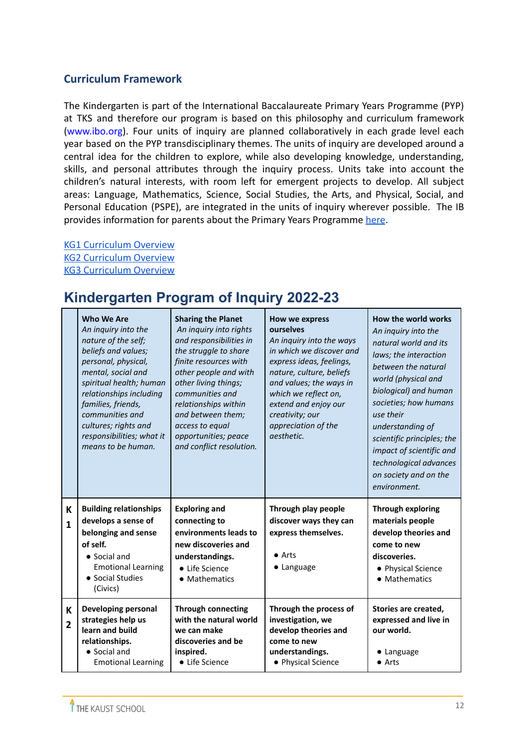## Curriculum Framework

The Kindergarten is part of the International Baccalaureate Primary Years Programme (PYP) at TKS and therefore our program is based on this philosophy and curriculum framework (www.ibo.org). Four units of inquiry are planned collaboratively in each grade level each year based on the PYP transdisciplinary themes. The units of inquiry are developed around a central idea for the children to explore, while also developing knowledge, understanding, skills, and personal attributes through the inquiry process. Units take into account the children's natural interests, with room left for emergent projects to develop. All subject areas: Language, Mathematics, Science, Social Studies, the Arts, and Physical, Social, and Personal Education (PSPE), are integrated in the units of inquiry wherever possible. The IB provides information for parents about the Primary Years Programme here.

KG1 Curriculum Overview
KG2 Curriculum Overview
KG3 Curriculum Overview

# Kindergarten Program of Inquiry 2022-23

| | **Who We Are**<br>*An inquiry into the nature of the self; beliefs and values; personal, physical, mental, social and spiritual health; human relationships including families, friends, communities and cultures; rights and responsibilities; what it means to be human.* | **Sharing the Planet**<br>*An inquiry into rights and responsibilities in the struggle to share finite resources with other people and with other living things; communities and relationships within and between them; access to equal opportunities; peace and conflict resolution.* | **How we express ourselves**<br>*An inquiry into the ways in which we discover and express ideas, feelings, nature, culture, beliefs and values; the ways in which we reflect on, extend and enjoy our creativity; our appreciation of the aesthetic.* | **How the world works**<br>*An inquiry into the natural world and its laws; the interaction between the natural world (physical and biological) and human societies; how humans use their understanding of scientific principles; the impact of scientific and technological advances on society and on the environment.* |
|---|---|---|---|---|
| **K1** | **Building relationships develops a sense of belonging and sense of self.**<br>● Social and Emotional Learning<br>● Social Studies (Civics) | **Exploring and connecting to environments leads to new discoveries and understandings.**<br>● Life Science<br>● Mathematics | **Through play people discover ways they can express themselves.**<br>● Arts<br>● Language | **Through exploring materials people develop theories and come to new discoveries.**<br>● Physical Science<br>● Mathematics |
| **K2** | **Developing personal strategies help us learn and build relationships.**<br>● Social and Emotional Learning | **Through connecting with the natural world we can make discoveries and be inspired.**<br>● Life Science | **Through the process of investigation, we develop theories and come to new understandings.**<br>● Physical Science | **Stories are created, expressed and live in our world.**<br>● Language<br>● Arts |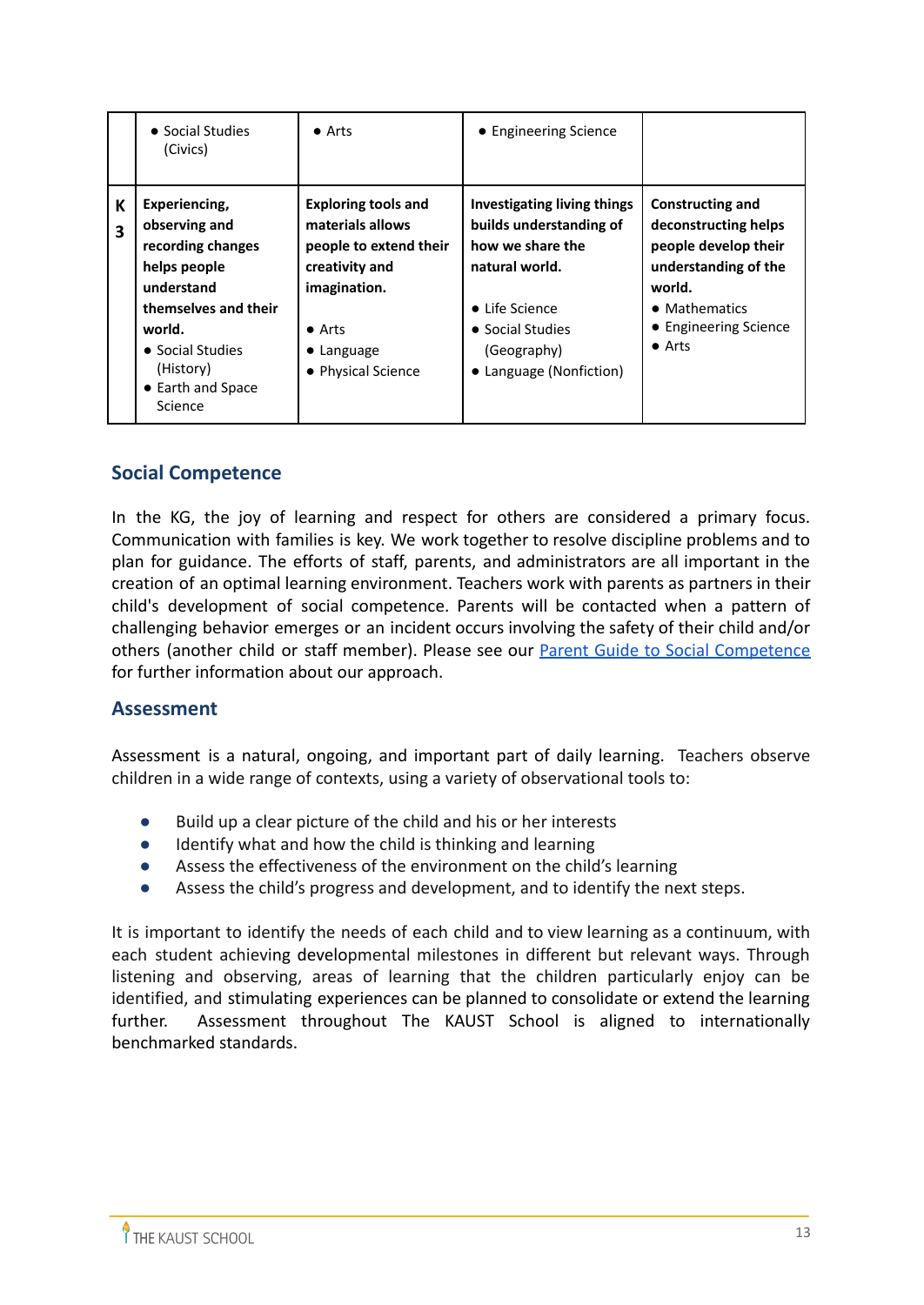|  | • Social Studies (Civics) | • Arts | • Engineering Science |  |
|---|---|---|---|---|
| K 3 | **Experiencing, observing and recording changes helps people understand themselves and their world.**<br>• Social Studies (History)<br>• Earth and Space Science | **Exploring tools and materials allows people to extend their creativity and imagination.**<br>• Arts<br>• Language<br>• Physical Science | **Investigating living things builds understanding of how we share the natural world.**<br>• Life Science<br>• Social Studies (Geography)<br>• Language (Nonfiction) | **Constructing and deconstructing helps people develop their understanding of the world.**<br>• Mathematics<br>• Engineering Science<br>• Arts |

## Social Competence

In the KG, the joy of learning and respect for others are considered a primary focus. Communication with families is key. We work together to resolve discipline problems and to plan for guidance. The efforts of staff, parents, and administrators are all important in the creation of an optimal learning environment. Teachers work with parents as partners in their child's development of social competence. Parents will be contacted when a pattern of challenging behavior emerges or an incident occurs involving the safety of their child and/or others (another child or staff member). Please see our Parent Guide to Social Competence for further information about our approach.

## Assessment

Assessment is a natural, ongoing, and important part of daily learning. Teachers observe children in a wide range of contexts, using a variety of observational tools to:

- Build up a clear picture of the child and his or her interests
- Identify what and how the child is thinking and learning
- Assess the effectiveness of the environment on the child's learning
- Assess the child's progress and development, and to identify the next steps.

It is important to identify the needs of each child and to view learning as a continuum, with each student achieving developmental milestones in different but relevant ways. Through listening and observing, areas of learning that the children particularly enjoy can be identified, and stimulating experiences can be planned to consolidate or extend the learning further. Assessment throughout The KAUST School is aligned to internationally benchmarked standards.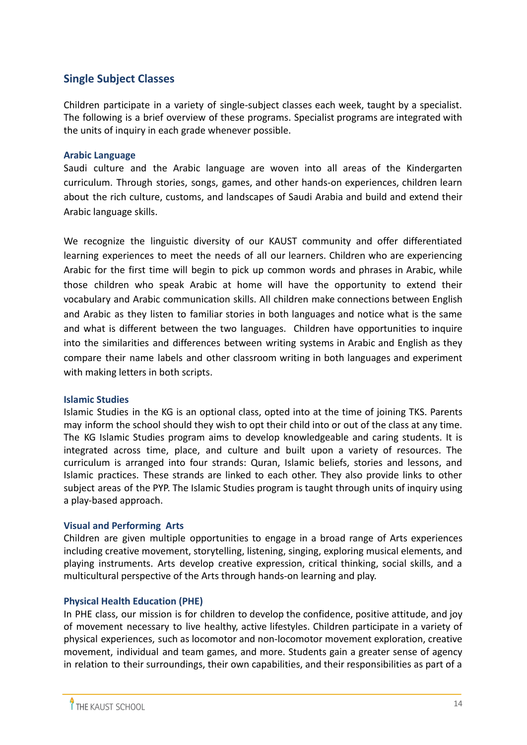## Single Subject Classes

Children participate in a variety of single-subject classes each week, taught by a specialist. The following is a brief overview of these programs. Specialist programs are integrated with the units of inquiry in each grade whenever possible.

### Arabic Language

Saudi culture and the Arabic language are woven into all areas of the Kindergarten curriculum. Through stories, songs, games, and other hands-on experiences, children learn about the rich culture, customs, and landscapes of Saudi Arabia and build and extend their Arabic language skills.

We recognize the linguistic diversity of our KAUST community and offer differentiated learning experiences to meet the needs of all our learners. Children who are experiencing Arabic for the first time will begin to pick up common words and phrases in Arabic, while those children who speak Arabic at home will have the opportunity to extend their vocabulary and Arabic communication skills. All children make connections between English and Arabic as they listen to familiar stories in both languages and notice what is the same and what is different between the two languages. Children have opportunities to inquire into the similarities and differences between writing systems in Arabic and English as they compare their name labels and other classroom writing in both languages and experiment with making letters in both scripts.

### Islamic Studies

Islamic Studies in the KG is an optional class, opted into at the time of joining TKS. Parents may inform the school should they wish to opt their child into or out of the class at any time. The KG Islamic Studies program aims to develop knowledgeable and caring students. It is integrated across time, place, and culture and built upon a variety of resources. The curriculum is arranged into four strands: Quran, Islamic beliefs, stories and lessons, and Islamic practices. These strands are linked to each other. They also provide links to other subject areas of the PYP. The Islamic Studies program is taught through units of inquiry using a play-based approach.

### Visual and Performing Arts

Children are given multiple opportunities to engage in a broad range of Arts experiences including creative movement, storytelling, listening, singing, exploring musical elements, and playing instruments. Arts develop creative expression, critical thinking, social skills, and a multicultural perspective of the Arts through hands-on learning and play.

### Physical Health Education (PHE)

In PHE class, our mission is for children to develop the confidence, positive attitude, and joy of movement necessary to live healthy, active lifestyles. Children participate in a variety of physical experiences, such as locomotor and non-locomotor movement exploration, creative movement, individual and team games, and more. Students gain a greater sense of agency in relation to their surroundings, their own capabilities, and their responsibilities as part of a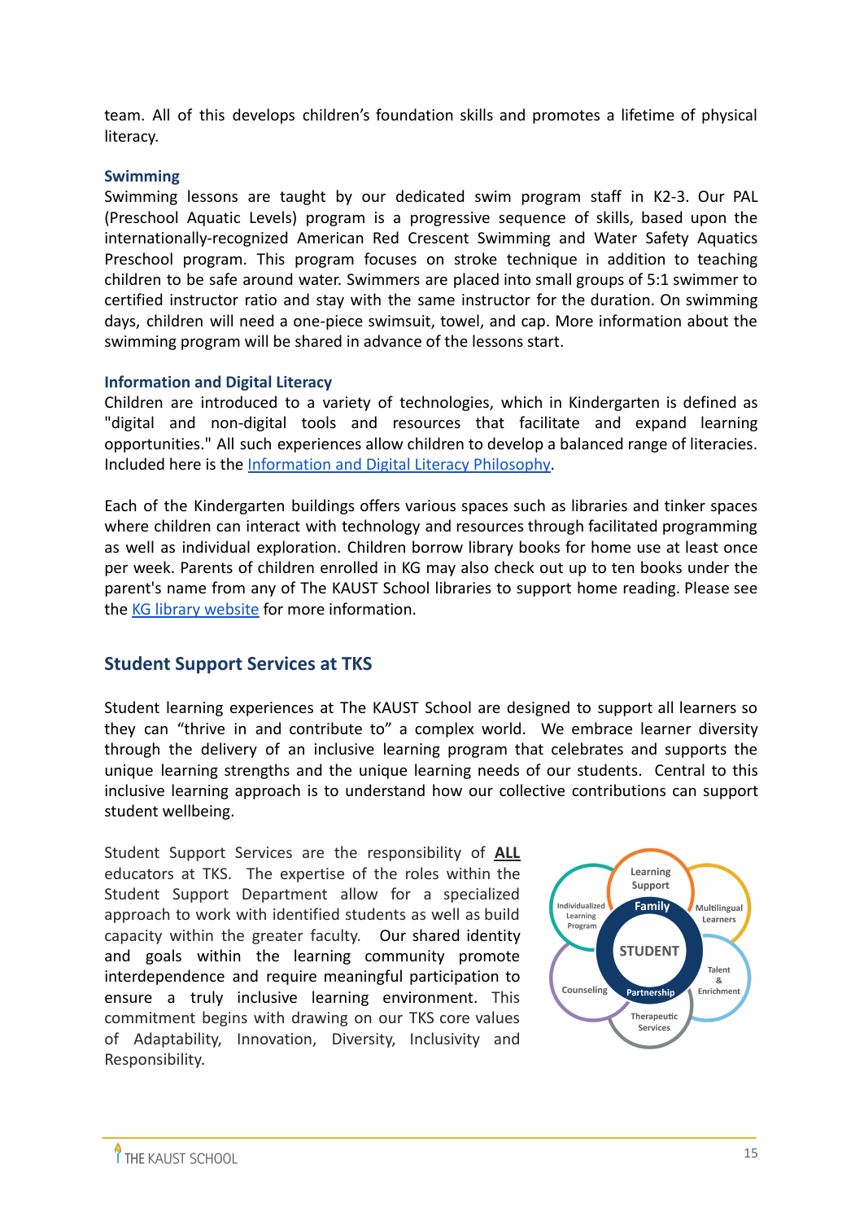team. All of this develops children's foundation skills and promotes a lifetime of physical literacy.

### Swimming

Swimming lessons are taught by our dedicated swim program staff in K2-3. Our PAL (Preschool Aquatic Levels) program is a progressive sequence of skills, based upon the internationally-recognized American Red Crescent Swimming and Water Safety Aquatics Preschool program. This program focuses on stroke technique in addition to teaching children to be safe around water. Swimmers are placed into small groups of 5:1 swimmer to certified instructor ratio and stay with the same instructor for the duration. On swimming days, children will need a one-piece swimsuit, towel, and cap. More information about the swimming program will be shared in advance of the lessons start.

### Information and Digital Literacy

Children are introduced to a variety of technologies, which in Kindergarten is defined as "digital and non-digital tools and resources that facilitate and expand learning opportunities." All such experiences allow children to develop a balanced range of literacies. Included here is the Information and Digital Literacy Philosophy.

Each of the Kindergarten buildings offers various spaces such as libraries and tinker spaces where children can interact with technology and resources through facilitated programming as well as individual exploration. Children borrow library books for home use at least once per week. Parents of children enrolled in KG may also check out up to ten books under the parent's name from any of The KAUST School libraries to support home reading. Please see the KG library website for more information.

## Student Support Services at TKS

Student learning experiences at The KAUST School are designed to support all learners so they can "thrive in and contribute to" a complex world. We embrace learner diversity through the delivery of an inclusive learning program that celebrates and supports the unique learning strengths and the unique learning needs of our students. Central to this inclusive learning approach is to understand how our collective contributions can support student wellbeing.

Student Support Services are the responsibility of **ALL** educators at TKS. The expertise of the roles within the Student Support Department allow for a specialized approach to work with identified students as well as build capacity within the greater faculty. Our shared identity and goals within the learning community promote interdependence and require meaningful participation to ensure a truly inclusive learning environment. This commitment begins with drawing on our TKS core values of Adaptability, Innovation, Diversity, Inclusivity and Responsibility.

Learning Support
Individualized Learning Program
Family
Multilingual Learners
STUDENT
Counseling
Partnership
Talent & Enrichment
Therapeutic Services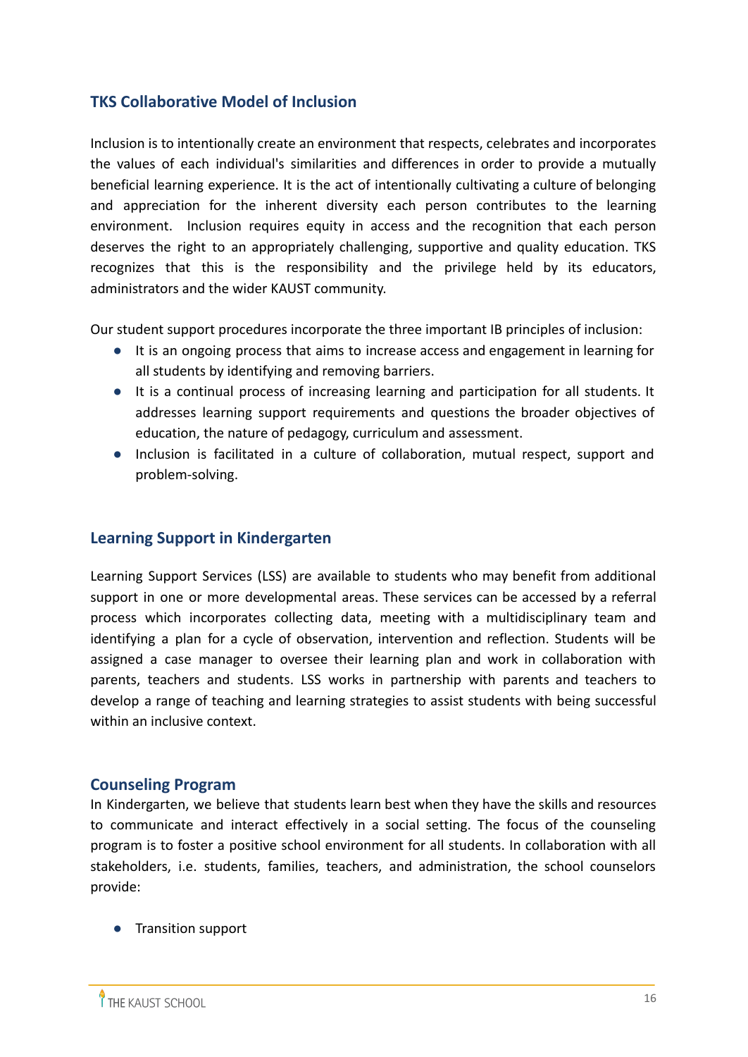## TKS Collaborative Model of Inclusion

Inclusion is to intentionally create an environment that respects, celebrates and incorporates the values of each individual's similarities and differences in order to provide a mutually beneficial learning experience. It is the act of intentionally cultivating a culture of belonging and appreciation for the inherent diversity each person contributes to the learning environment. Inclusion requires equity in access and the recognition that each person deserves the right to an appropriately challenging, supportive and quality education. TKS recognizes that this is the responsibility and the privilege held by its educators, administrators and the wider KAUST community.

Our student support procedures incorporate the three important IB principles of inclusion:

- It is an ongoing process that aims to increase access and engagement in learning for all students by identifying and removing barriers.
- It is a continual process of increasing learning and participation for all students. It addresses learning support requirements and questions the broader objectives of education, the nature of pedagogy, curriculum and assessment.
- Inclusion is facilitated in a culture of collaboration, mutual respect, support and problem-solving.

## Learning Support in Kindergarten

Learning Support Services (LSS) are available to students who may benefit from additional support in one or more developmental areas. These services can be accessed by a referral process which incorporates collecting data, meeting with a multidisciplinary team and identifying a plan for a cycle of observation, intervention and reflection. Students will be assigned a case manager to oversee their learning plan and work in collaboration with parents, teachers and students. LSS works in partnership with parents and teachers to develop a range of teaching and learning strategies to assist students with being successful within an inclusive context.

## Counseling Program

In Kindergarten, we believe that students learn best when they have the skills and resources to communicate and interact effectively in a social setting. The focus of the counseling program is to foster a positive school environment for all students. In collaboration with all stakeholders, i.e. students, families, teachers, and administration, the school counselors provide:

- Transition support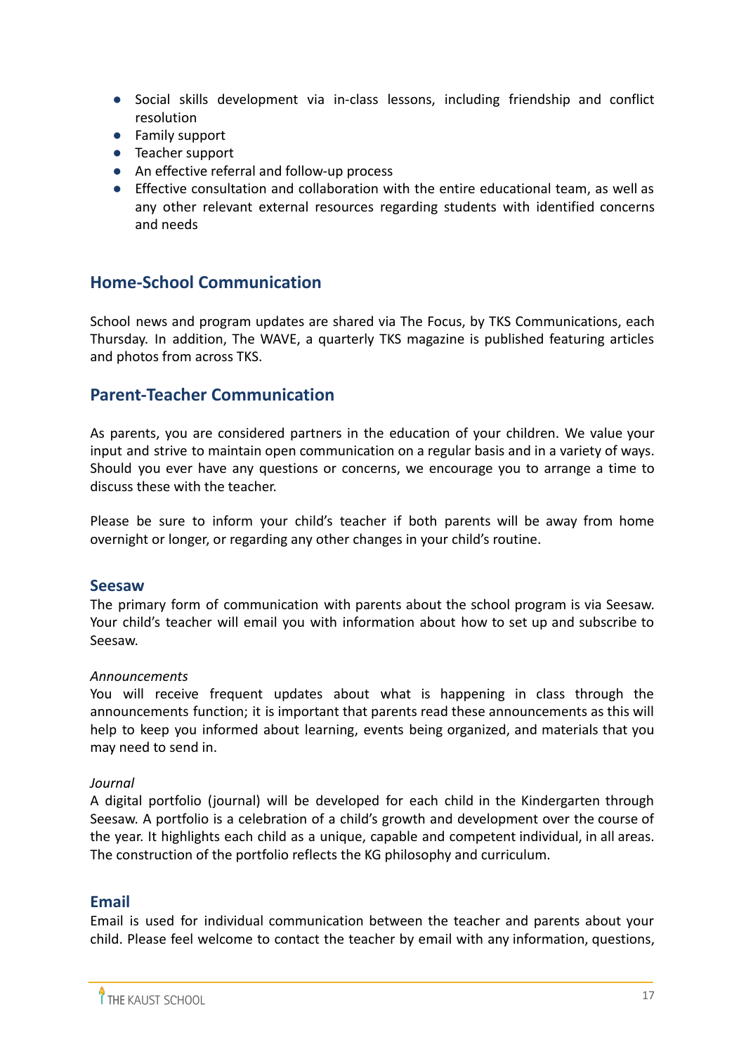- Social skills development via in-class lessons, including friendship and conflict resolution
- Family support
- Teacher support
- An effective referral and follow-up process
- Effective consultation and collaboration with the entire educational team, as well as any other relevant external resources regarding students with identified concerns and needs

## Home-School Communication

School news and program updates are shared via The Focus, by TKS Communications, each Thursday. In addition, The WAVE, a quarterly TKS magazine is published featuring articles and photos from across TKS.

## Parent-Teacher Communication

As parents, you are considered partners in the education of your children. We value your input and strive to maintain open communication on a regular basis and in a variety of ways. Should you ever have any questions or concerns, we encourage you to arrange a time to discuss these with the teacher.

Please be sure to inform your child's teacher if both parents will be away from home overnight or longer, or regarding any other changes in your child's routine.

### Seesaw

The primary form of communication with parents about the school program is via Seesaw. Your child's teacher will email you with information about how to set up and subscribe to Seesaw.

*Announcements*

You will receive frequent updates about what is happening in class through the announcements function; it is important that parents read these announcements as this will help to keep you informed about learning, events being organized, and materials that you may need to send in.

*Journal*

A digital portfolio (journal) will be developed for each child in the Kindergarten through Seesaw. A portfolio is a celebration of a child's growth and development over the course of the year. It highlights each child as a unique, capable and competent individual, in all areas. The construction of the portfolio reflects the KG philosophy and curriculum.

### Email

Email is used for individual communication between the teacher and parents about your child. Please feel welcome to contact the teacher by email with any information, questions,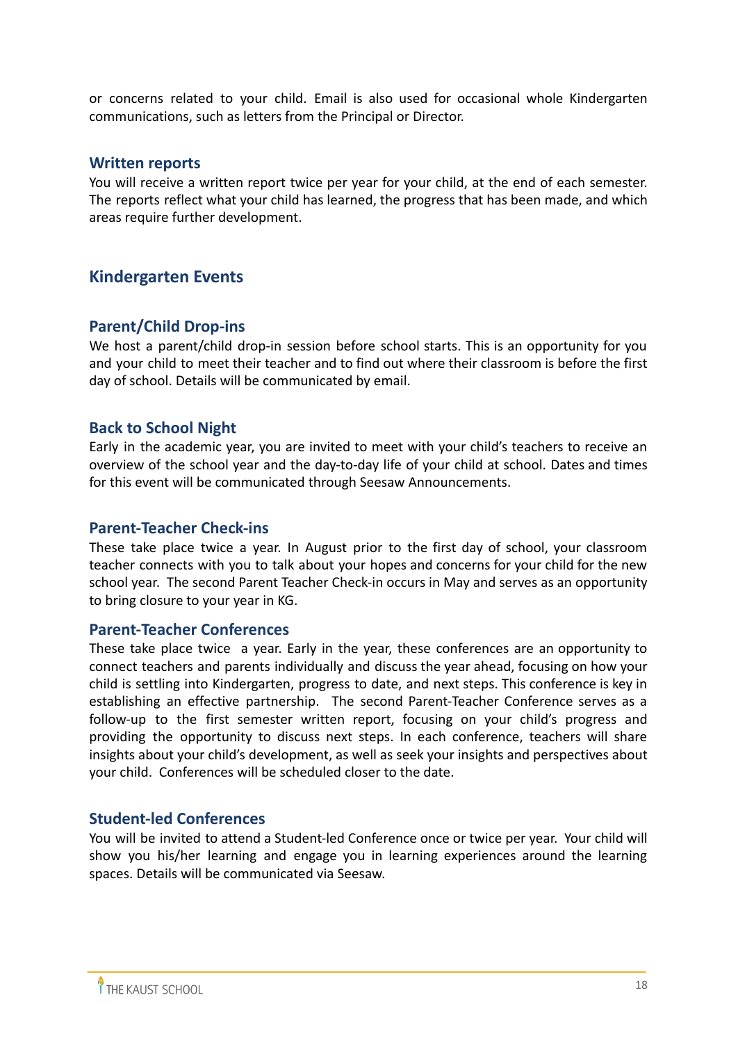or concerns related to your child. Email is also used for occasional whole Kindergarten communications, such as letters from the Principal or Director.

### Written reports

You will receive a written report twice per year for your child, at the end of each semester. The reports reflect what your child has learned, the progress that has been made, and which areas require further development.

## Kindergarten Events

### Parent/Child Drop-ins

We host a parent/child drop-in session before school starts. This is an opportunity for you and your child to meet their teacher and to find out where their classroom is before the first day of school. Details will be communicated by email.

### Back to School Night

Early in the academic year, you are invited to meet with your child's teachers to receive an overview of the school year and the day-to-day life of your child at school. Dates and times for this event will be communicated through Seesaw Announcements.

### Parent-Teacher Check-ins

These take place twice a year. In August prior to the first day of school, your classroom teacher connects with you to talk about your hopes and concerns for your child for the new school year. The second Parent Teacher Check-in occurs in May and serves as an opportunity to bring closure to your year in KG.

### Parent-Teacher Conferences

These take place twice a year. Early in the year, these conferences are an opportunity to connect teachers and parents individually and discuss the year ahead, focusing on how your child is settling into Kindergarten, progress to date, and next steps. This conference is key in establishing an effective partnership. The second Parent-Teacher Conference serves as a follow-up to the first semester written report, focusing on your child's progress and providing the opportunity to discuss next steps. In each conference, teachers will share insights about your child's development, as well as seek your insights and perspectives about your child. Conferences will be scheduled closer to the date.

### Student-led Conferences

You will be invited to attend a Student-led Conference once or twice per year. Your child will show you his/her learning and engage you in learning experiences around the learning spaces. Details will be communicated via Seesaw.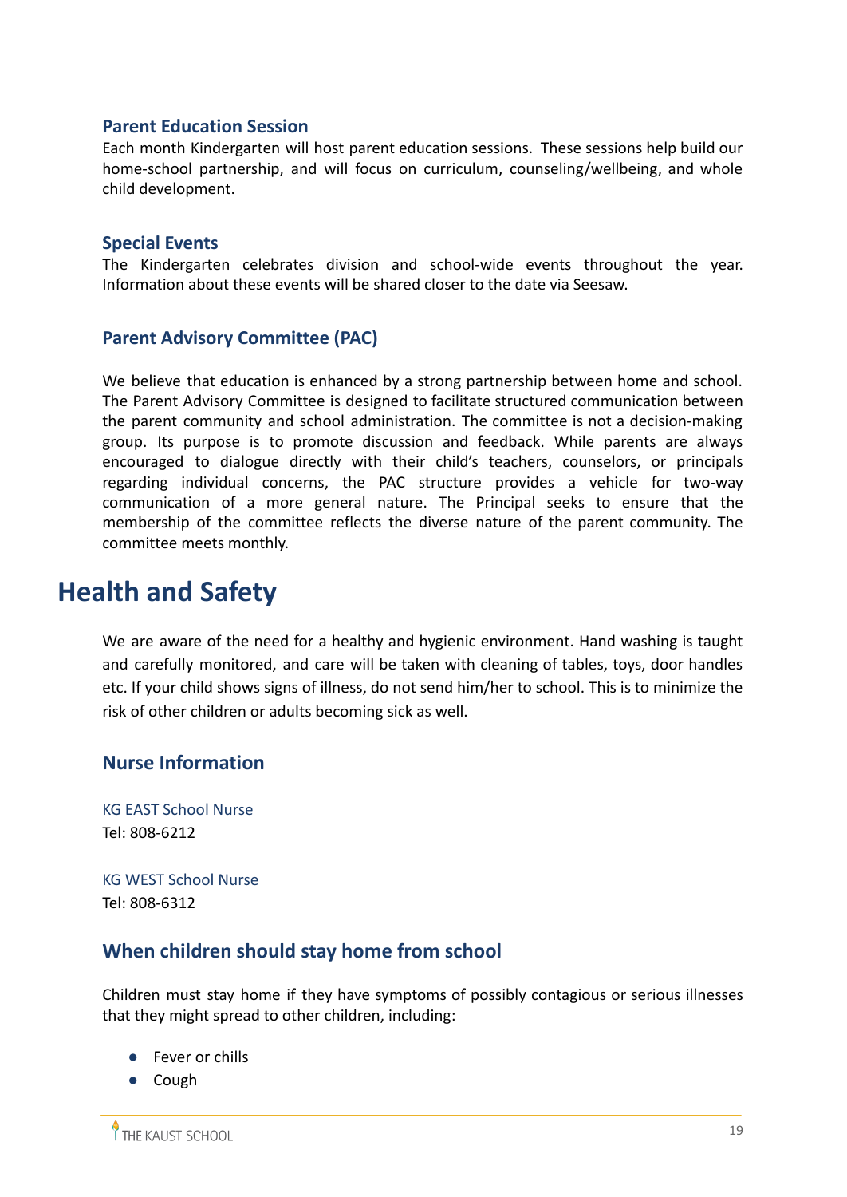### Parent Education Session

Each month Kindergarten will host parent education sessions. These sessions help build our home-school partnership, and will focus on curriculum, counseling/wellbeing, and whole child development.

### Special Events

The Kindergarten celebrates division and school-wide events throughout the year. Information about these events will be shared closer to the date via Seesaw.

### Parent Advisory Committee (PAC)

We believe that education is enhanced by a strong partnership between home and school. The Parent Advisory Committee is designed to facilitate structured communication between the parent community and school administration. The committee is not a decision-making group. Its purpose is to promote discussion and feedback. While parents are always encouraged to dialogue directly with their child's teachers, counselors, or principals regarding individual concerns, the PAC structure provides a vehicle for two-way communication of a more general nature. The Principal seeks to ensure that the membership of the committee reflects the diverse nature of the parent community. The committee meets monthly.

# Health and Safety

We are aware of the need for a healthy and hygienic environment. Hand washing is taught and carefully monitored, and care will be taken with cleaning of tables, toys, door handles etc. If your child shows signs of illness, do not send him/her to school. This is to minimize the risk of other children or adults becoming sick as well.

### Nurse Information

KG EAST School Nurse
Tel: 808-6212

KG WEST School Nurse
Tel: 808-6312

### When children should stay home from school

Children must stay home if they have symptoms of possibly contagious or serious illnesses that they might spread to other children, including:

- Fever or chills
- Cough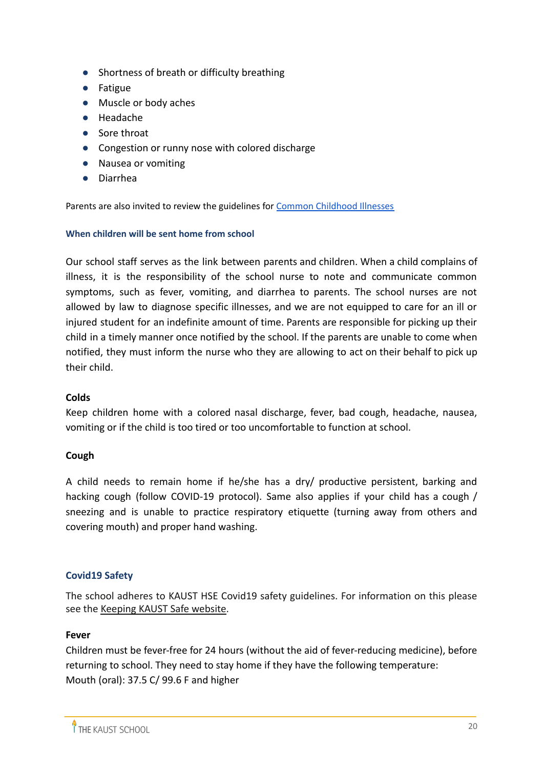- Shortness of breath or difficulty breathing
- Fatigue
- Muscle or body aches
- Headache
- Sore throat
- Congestion or runny nose with colored discharge
- Nausea or vomiting
- Diarrhea

Parents are also invited to review the guidelines for [Common Childhood Illnesses]()

#### When children will be sent home from school

Our school staff serves as the link between parents and children. When a child complains of illness, it is the responsibility of the school nurse to note and communicate common symptoms, such as fever, vomiting, and diarrhea to parents. The school nurses are not allowed by law to diagnose specific illnesses, and we are not equipped to care for an ill or injured student for an indefinite amount of time. Parents are responsible for picking up their child in a timely manner once notified by the school. If the parents are unable to come when notified, they must inform the nurse who they are allowing to act on their behalf to pick up their child.

**Colds**

Keep children home with a colored nasal discharge, fever, bad cough, headache, nausea, vomiting or if the child is too tired or too uncomfortable to function at school.

**Cough**

A child needs to remain home if he/she has a dry/ productive persistent, barking and hacking cough (follow COVID-19 protocol). Same also applies if your child has a cough / sneezing and is unable to practice respiratory etiquette (turning away from others and covering mouth) and proper hand washing.

#### Covid19 Safety

The school adheres to KAUST HSE Covid19 safety guidelines. For information on this please see the [Keeping KAUST Safe website]().

**Fever**

Children must be fever-free for 24 hours (without the aid of fever-reducing medicine), before returning to school. They need to stay home if they have the following temperature:
Mouth (oral): 37.5 C/ 99.6 F and higher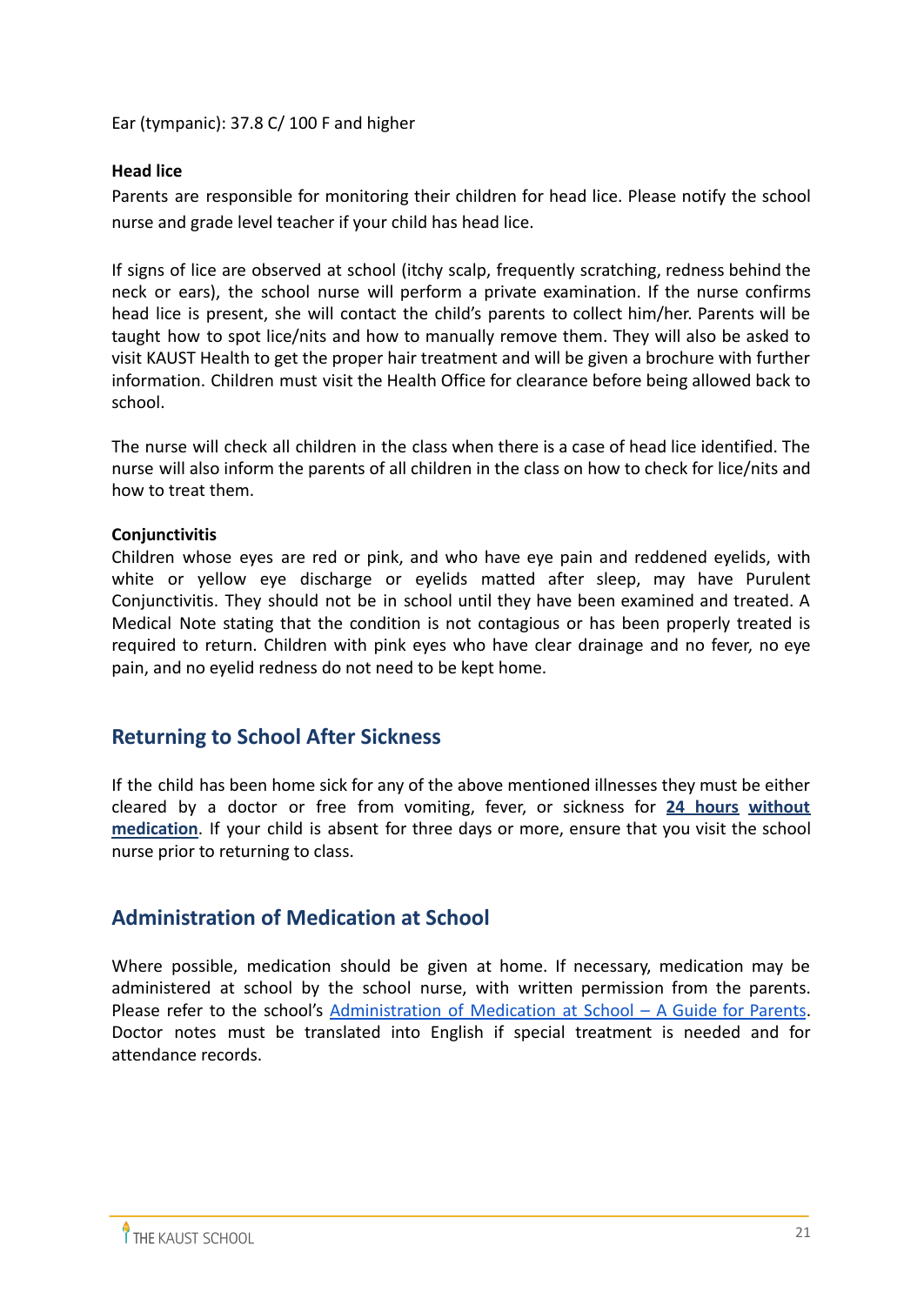Ear (tympanic): 37.8 C/ 100 F and higher

**Head lice**

Parents are responsible for monitoring their children for head lice. Please notify the school nurse and grade level teacher if your child has head lice.

If signs of lice are observed at school (itchy scalp, frequently scratching, redness behind the neck or ears), the school nurse will perform a private examination. If the nurse confirms head lice is present, she will contact the child's parents to collect him/her. Parents will be taught how to spot lice/nits and how to manually remove them. They will also be asked to visit KAUST Health to get the proper hair treatment and will be given a brochure with further information. Children must visit the Health Office for clearance before being allowed back to school.

The nurse will check all children in the class when there is a case of head lice identified. The nurse will also inform the parents of all children in the class on how to check for lice/nits and how to treat them.

**Conjunctivitis**

Children whose eyes are red or pink, and who have eye pain and reddened eyelids, with white or yellow eye discharge or eyelids matted after sleep, may have Purulent Conjunctivitis. They should not be in school until they have been examined and treated. A Medical Note stating that the condition is not contagious or has been properly treated is required to return. Children with pink eyes who have clear drainage and no fever, no eye pain, and no eyelid redness do not need to be kept home.

## Returning to School After Sickness

If the child has been home sick for any of the above mentioned illnesses they must be either cleared by a doctor or free from vomiting, fever, or sickness for **24 hours without medication**. If your child is absent for three days or more, ensure that you visit the school nurse prior to returning to class.

## Administration of Medication at School

Where possible, medication should be given at home. If necessary, medication may be administered at school by the school nurse, with written permission from the parents. Please refer to the school's Administration of Medication at School – A Guide for Parents. Doctor notes must be translated into English if special treatment is needed and for attendance records.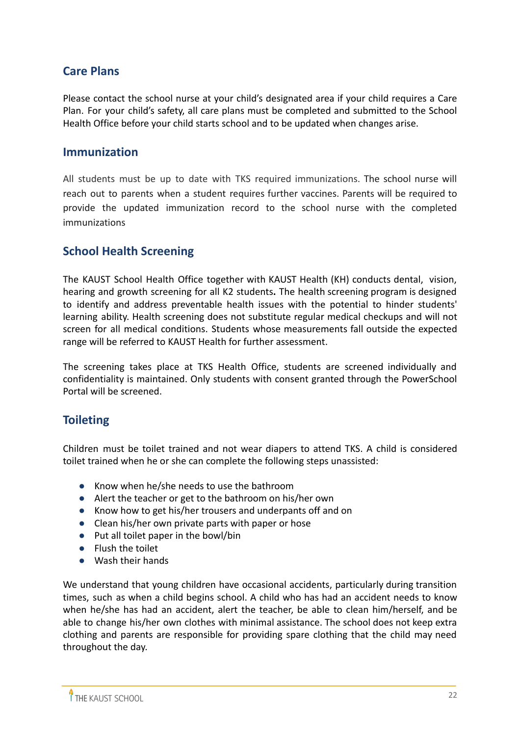## Care Plans

Please contact the school nurse at your child's designated area if your child requires a Care Plan. For your child's safety, all care plans must be completed and submitted to the School Health Office before your child starts school and to be updated when changes arise.

## Immunization

All students must be up to date with TKS required immunizations. The school nurse will reach out to parents when a student requires further vaccines. Parents will be required to provide the updated immunization record to the school nurse with the completed immunizations

## School Health Screening

The KAUST School Health Office together with KAUST Health (KH) conducts dental, vision, hearing and growth screening for all K2 students**.** The health screening program is designed to identify and address preventable health issues with the potential to hinder students' learning ability. Health screening does not substitute regular medical checkups and will not screen for all medical conditions. Students whose measurements fall outside the expected range will be referred to KAUST Health for further assessment.

The screening takes place at TKS Health Office, students are screened individually and confidentiality is maintained. Only students with consent granted through the PowerSchool Portal will be screened.

## Toileting

Children must be toilet trained and not wear diapers to attend TKS. A child is considered toilet trained when he or she can complete the following steps unassisted:

- Know when he/she needs to use the bathroom
- Alert the teacher or get to the bathroom on his/her own
- Know how to get his/her trousers and underpants off and on
- Clean his/her own private parts with paper or hose
- Put all toilet paper in the bowl/bin
- Flush the toilet
- Wash their hands

We understand that young children have occasional accidents, particularly during transition times, such as when a child begins school. A child who has had an accident needs to know when he/she has had an accident, alert the teacher, be able to clean him/herself, and be able to change his/her own clothes with minimal assistance. The school does not keep extra clothing and parents are responsible for providing spare clothing that the child may need throughout the day.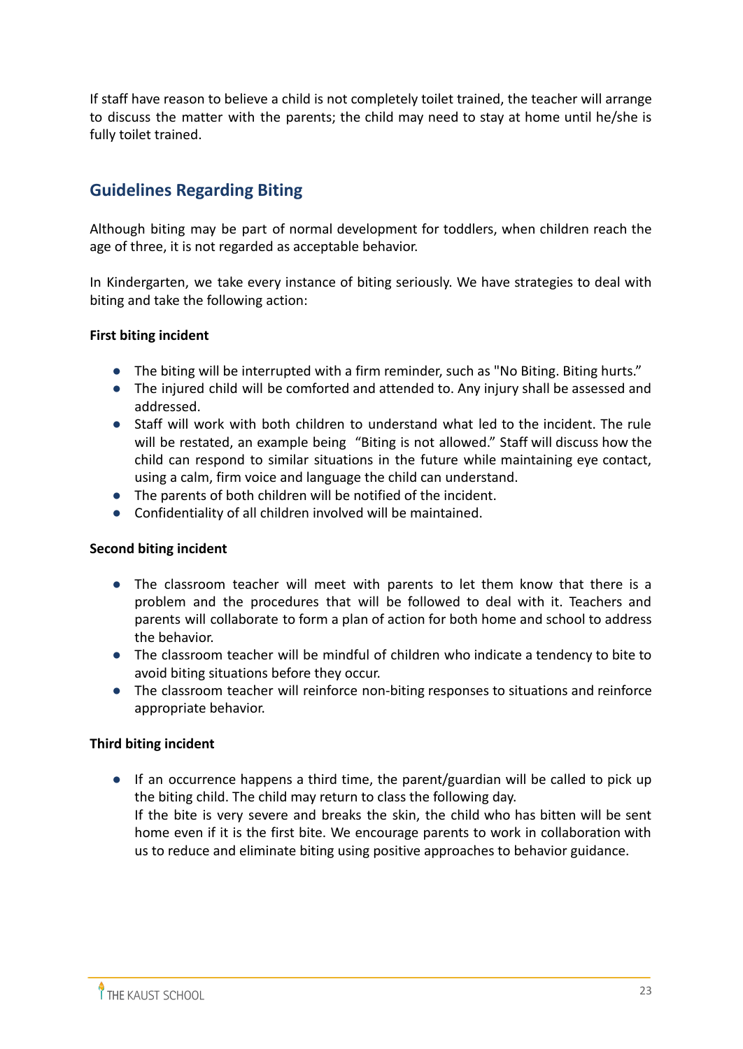If staff have reason to believe a child is not completely toilet trained, the teacher will arrange to discuss the matter with the parents; the child may need to stay at home until he/she is fully toilet trained.

## Guidelines Regarding Biting

Although biting may be part of normal development for toddlers, when children reach the age of three, it is not regarded as acceptable behavior.

In Kindergarten, we take every instance of biting seriously. We have strategies to deal with biting and take the following action:

**First biting incident**

- The biting will be interrupted with a firm reminder, such as "No Biting. Biting hurts."
- The injured child will be comforted and attended to. Any injury shall be assessed and addressed.
- Staff will work with both children to understand what led to the incident. The rule will be restated, an example being "Biting is not allowed." Staff will discuss how the child can respond to similar situations in the future while maintaining eye contact, using a calm, firm voice and language the child can understand.
- The parents of both children will be notified of the incident.
- Confidentiality of all children involved will be maintained.

**Second biting incident**

- The classroom teacher will meet with parents to let them know that there is a problem and the procedures that will be followed to deal with it. Teachers and parents will collaborate to form a plan of action for both home and school to address the behavior.
- The classroom teacher will be mindful of children who indicate a tendency to bite to avoid biting situations before they occur.
- The classroom teacher will reinforce non-biting responses to situations and reinforce appropriate behavior.

**Third biting incident**

- If an occurrence happens a third time, the parent/guardian will be called to pick up the biting child. The child may return to class the following day.
  If the bite is very severe and breaks the skin, the child who has bitten will be sent home even if it is the first bite. We encourage parents to work in collaboration with us to reduce and eliminate biting using positive approaches to behavior guidance.